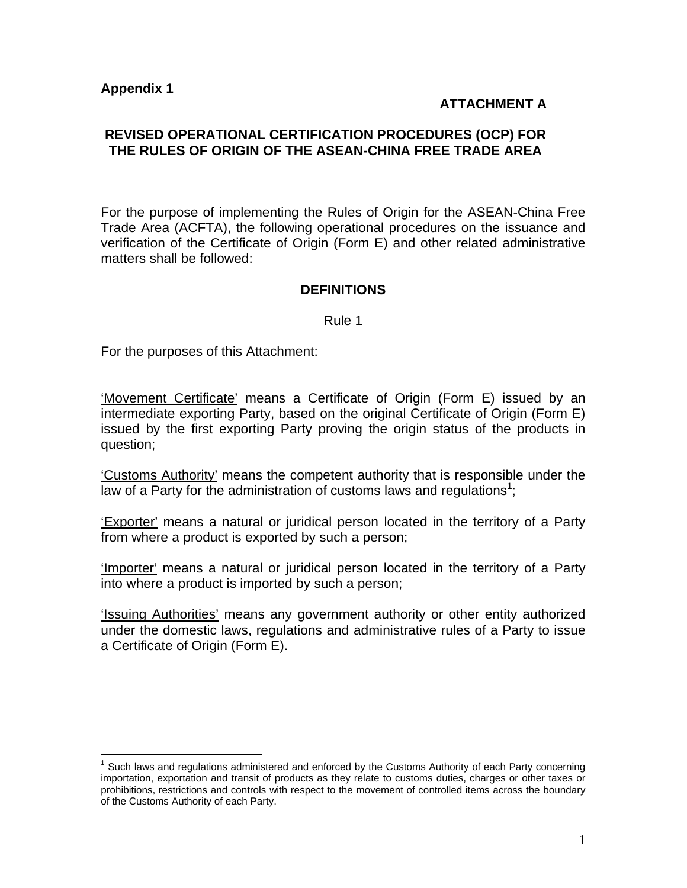**Appendix 1**

**ATTACHMENT A**

## REVISED OPERATIONAL CERTIFICATION PROCEDURES (OCP) FOR THE RULES OF ORIGIN OF THE ASEAN-CHINA FREE TRADE AREA

For the purpose of implementing the Rules of Origin for the ASEAN-China Free Trade Area (ACFTA), the following operational procedures on the issuance and verification of the Certificate of Origin (Form E) and other related administrative matters shall be followed:

### DEFINITIONS

Rule 1

For the purposes of this Attachment:

'Movement Certificate' means a Certificate of Origin (Form E) issued by an intermediate exporting Party, based on the original Certificate of Origin (Form E) issued by the first exporting Party proving the origin status of the products in question;

'Customs Authority' means the competent authority that is responsible under the law of a Party for the administration of customs laws and regulations[1];

'Exporter' means a natural or juridical person located in the territory of a Party from where a product is exported by such a person;

'Importer' means a natural or juridical person located in the territory of a Party into where a product is imported by such a person;

'Issuing Authorities' means any government authority or other entity authorized under the domestic laws, regulations and administrative rules of a Party to issue a Certificate of Origin (Form E).

---

[1] Such laws and regulations administered and enforced by the Customs Authority of each Party concerning importation, exportation and transit of products as they relate to customs duties, charges or other taxes or prohibitions, restrictions and controls with respect to the movement of controlled items across the boundary of the Customs Authority of each Party.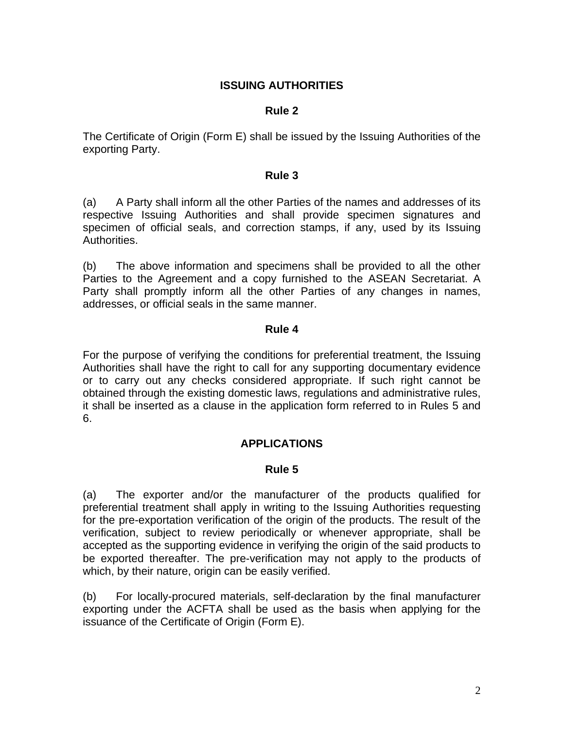## ISSUING AUTHORITIES

### Rule 2

The Certificate of Origin (Form E) shall be issued by the Issuing Authorities of the exporting Party.

### Rule 3

(a) A Party shall inform all the other Parties of the names and addresses of its respective Issuing Authorities and shall provide specimen signatures and specimen of official seals, and correction stamps, if any, used by its Issuing Authorities.

(b) The above information and specimens shall be provided to all the other Parties to the Agreement and a copy furnished to the ASEAN Secretariat. A Party shall promptly inform all the other Parties of any changes in names, addresses, or official seals in the same manner.

### Rule 4

For the purpose of verifying the conditions for preferential treatment, the Issuing Authorities shall have the right to call for any supporting documentary evidence or to carry out any checks considered appropriate. If such right cannot be obtained through the existing domestic laws, regulations and administrative rules, it shall be inserted as a clause in the application form referred to in Rules 5 and 6.

## APPLICATIONS

### Rule 5

(a) The exporter and/or the manufacturer of the products qualified for preferential treatment shall apply in writing to the Issuing Authorities requesting for the pre-exportation verification of the origin of the products. The result of the verification, subject to review periodically or whenever appropriate, shall be accepted as the supporting evidence in verifying the origin of the said products to be exported thereafter. The pre-verification may not apply to the products of which, by their nature, origin can be easily verified.

(b) For locally-procured materials, self-declaration by the final manufacturer exporting under the ACFTA shall be used as the basis when applying for the issuance of the Certificate of Origin (Form E).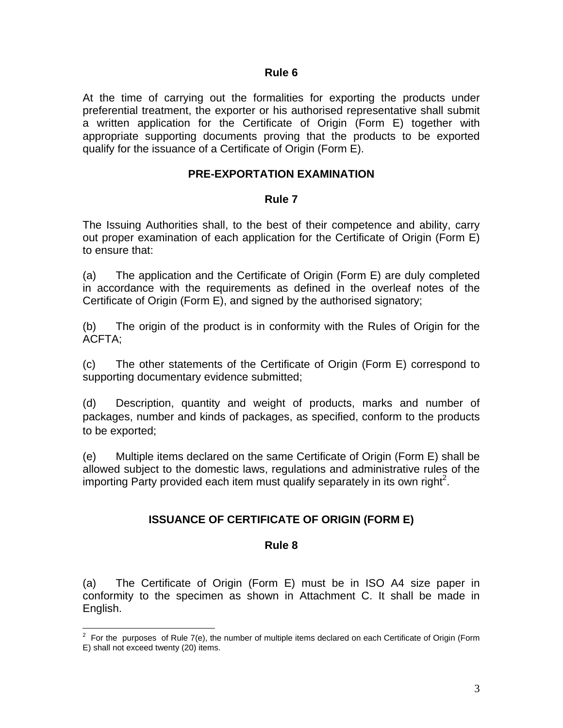### Rule 6

At the time of carrying out the formalities for exporting the products under preferential treatment, the exporter or his authorised representative shall submit a written application for the Certificate of Origin (Form E) together with appropriate supporting documents proving that the products to be exported qualify for the issuance of a Certificate of Origin (Form E).

## PRE-EXPORTATION EXAMINATION

### Rule 7

The Issuing Authorities shall, to the best of their competence and ability, carry out proper examination of each application for the Certificate of Origin (Form E) to ensure that:

(a) The application and the Certificate of Origin (Form E) are duly completed in accordance with the requirements as defined in the overleaf notes of the Certificate of Origin (Form E), and signed by the authorised signatory;

(b) The origin of the product is in conformity with the Rules of Origin for the ACFTA;

(c) The other statements of the Certificate of Origin (Form E) correspond to supporting documentary evidence submitted;

(d) Description, quantity and weight of products, marks and number of packages, number and kinds of packages, as specified, conform to the products to be exported;

(e) Multiple items declared on the same Certificate of Origin (Form E) shall be allowed subject to the domestic laws, regulations and administrative rules of the importing Party provided each item must qualify separately in its own right[2].

## ISSUANCE OF CERTIFICATE OF ORIGIN (FORM E)

### Rule 8

(a) The Certificate of Origin (Form E) must be in ISO A4 size paper in conformity to the specimen as shown in Attachment C. It shall be made in English.

---

[2] For the purposes of Rule 7(e), the number of multiple items declared on each Certificate of Origin (Form E) shall not exceed twenty (20) items.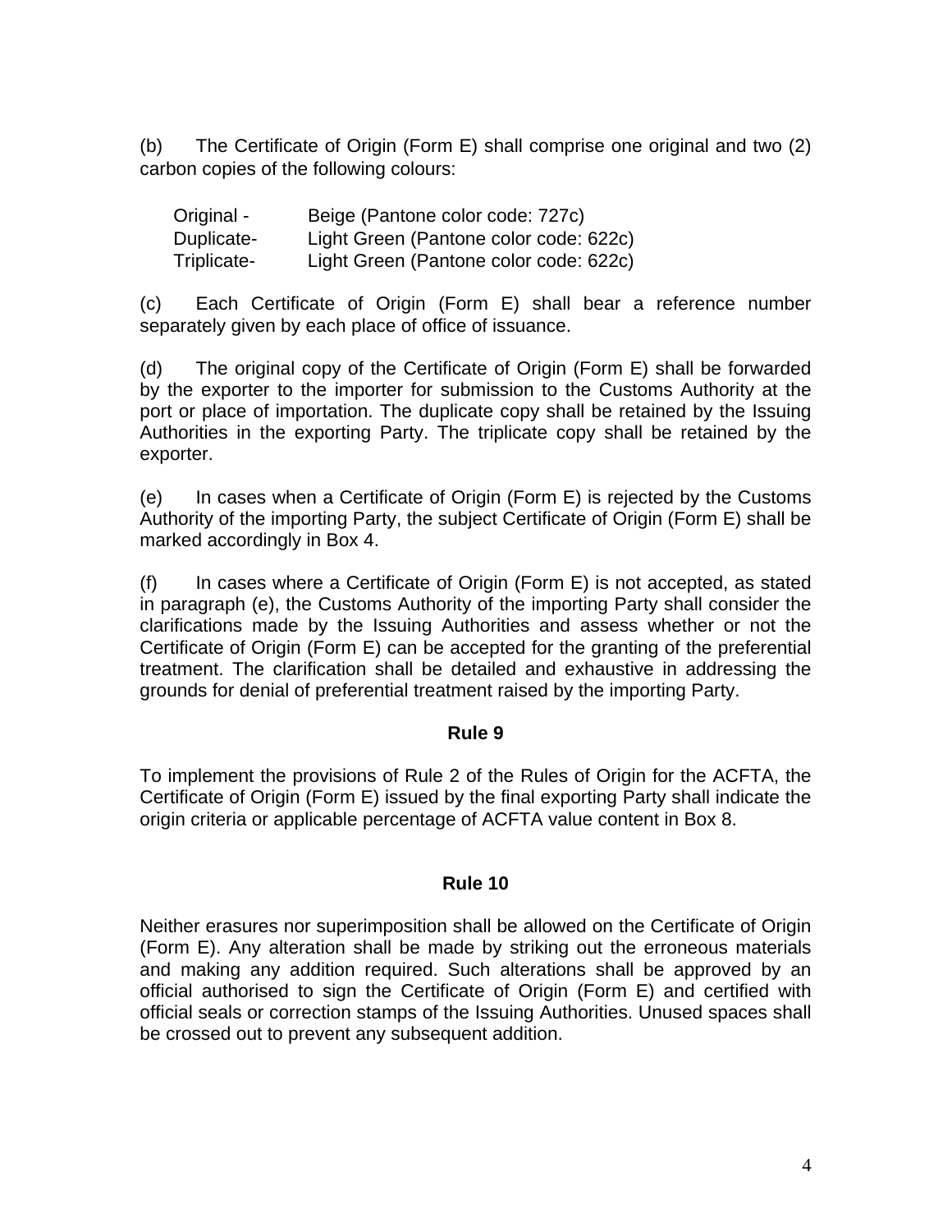(b) The Certificate of Origin (Form E) shall comprise one original and two (2) carbon copies of the following colours:

| | |
|---|---|
| Original - | Beige (Pantone color code: 727c) |
| Duplicate- | Light Green (Pantone color code: 622c) |
| Triplicate- | Light Green (Pantone color code: 622c) |

(c) Each Certificate of Origin (Form E) shall bear a reference number separately given by each place of office of issuance.

(d) The original copy of the Certificate of Origin (Form E) shall be forwarded by the exporter to the importer for submission to the Customs Authority at the port or place of importation. The duplicate copy shall be retained by the Issuing Authorities in the exporting Party. The triplicate copy shall be retained by the exporter.

(e) In cases when a Certificate of Origin (Form E) is rejected by the Customs Authority of the importing Party, the subject Certificate of Origin (Form E) shall be marked accordingly in Box 4.

(f) In cases where a Certificate of Origin (Form E) is not accepted, as stated in paragraph (e), the Customs Authority of the importing Party shall consider the clarifications made by the Issuing Authorities and assess whether or not the Certificate of Origin (Form E) can be accepted for the granting of the preferential treatment. The clarification shall be detailed and exhaustive in addressing the grounds for denial of preferential treatment raised by the importing Party.

## Rule 9

To implement the provisions of Rule 2 of the Rules of Origin for the ACFTA, the Certificate of Origin (Form E) issued by the final exporting Party shall indicate the origin criteria or applicable percentage of ACFTA value content in Box 8.

## Rule 10

Neither erasures nor superimposition shall be allowed on the Certificate of Origin (Form E). Any alteration shall be made by striking out the erroneous materials and making any addition required. Such alterations shall be approved by an official authorised to sign the Certificate of Origin (Form E) and certified with official seals or correction stamps of the Issuing Authorities. Unused spaces shall be crossed out to prevent any subsequent addition.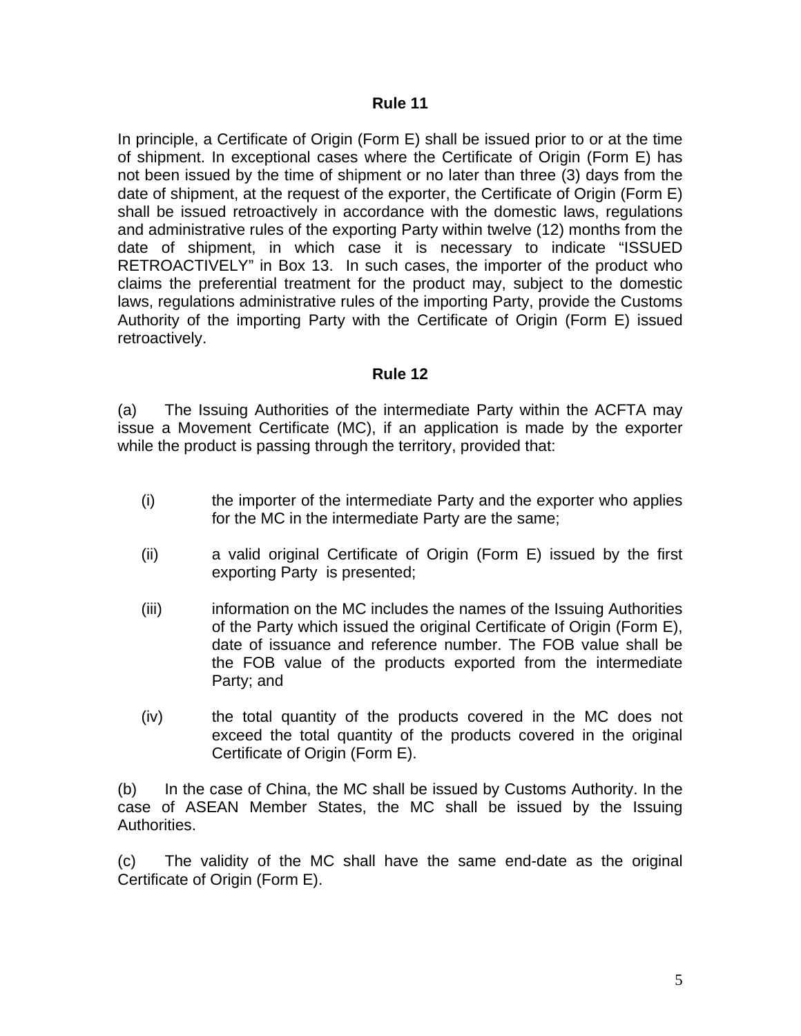### Rule 11

In principle, a Certificate of Origin (Form E) shall be issued prior to or at the time of shipment. In exceptional cases where the Certificate of Origin (Form E) has not been issued by the time of shipment or no later than three (3) days from the date of shipment, at the request of the exporter, the Certificate of Origin (Form E) shall be issued retroactively in accordance with the domestic laws, regulations and administrative rules of the exporting Party within twelve (12) months from the date of shipment, in which case it is necessary to indicate "ISSUED RETROACTIVELY" in Box 13. In such cases, the importer of the product who claims the preferential treatment for the product may, subject to the domestic laws, regulations administrative rules of the importing Party, provide the Customs Authority of the importing Party with the Certificate of Origin (Form E) issued retroactively.

### Rule 12

(a) The Issuing Authorities of the intermediate Party within the ACFTA may issue a Movement Certificate (MC), if an application is made by the exporter while the product is passing through the territory, provided that:

(i) the importer of the intermediate Party and the exporter who applies for the MC in the intermediate Party are the same;

(ii) a valid original Certificate of Origin (Form E) issued by the first exporting Party is presented;

(iii) information on the MC includes the names of the Issuing Authorities of the Party which issued the original Certificate of Origin (Form E), date of issuance and reference number. The FOB value shall be the FOB value of the products exported from the intermediate Party; and

(iv) the total quantity of the products covered in the MC does not exceed the total quantity of the products covered in the original Certificate of Origin (Form E).

(b) In the case of China, the MC shall be issued by Customs Authority. In the case of ASEAN Member States, the MC shall be issued by the Issuing Authorities.

(c) The validity of the MC shall have the same end-date as the original Certificate of Origin (Form E).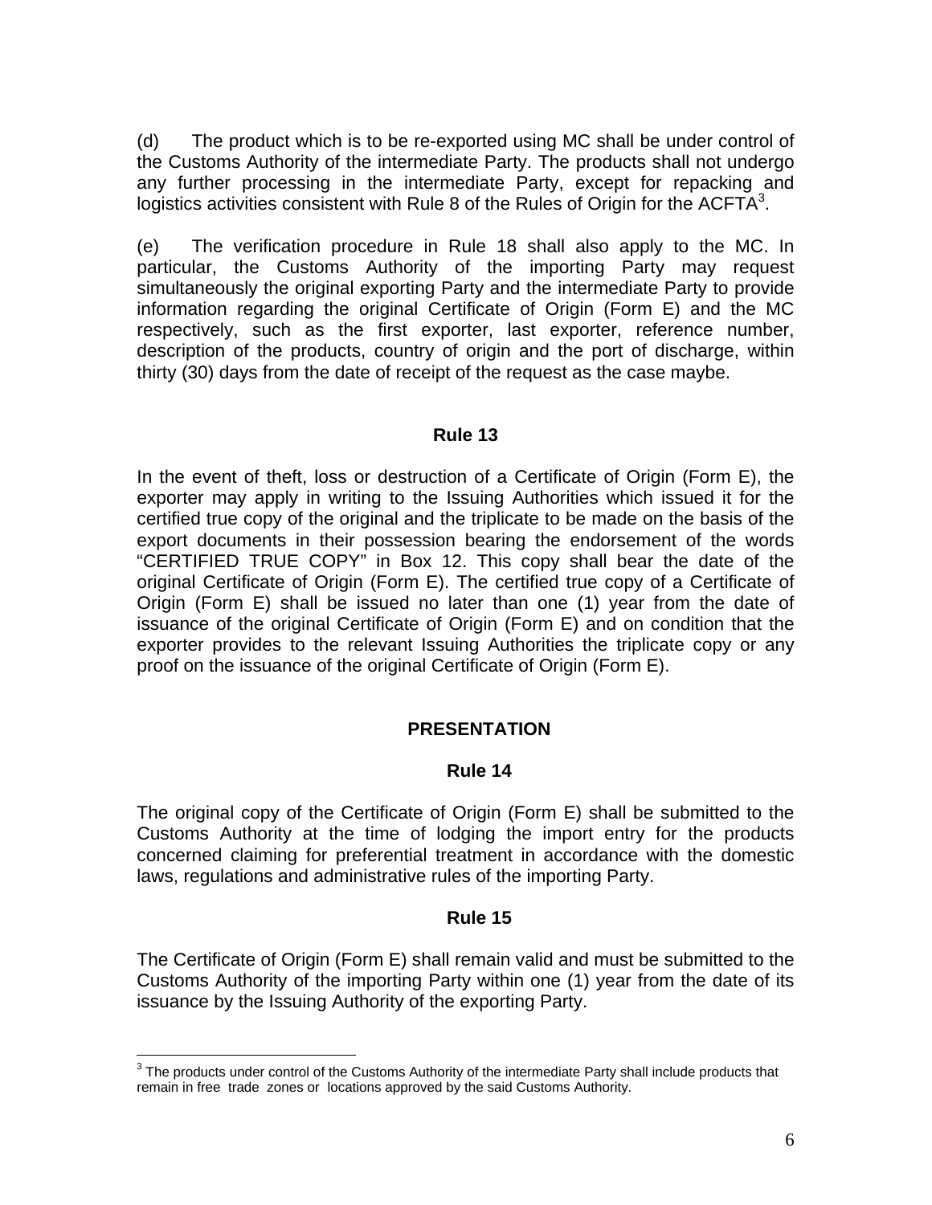(d) The product which is to be re-exported using MC shall be under control of the Customs Authority of the intermediate Party. The products shall not undergo any further processing in the intermediate Party, except for repacking and logistics activities consistent with Rule 8 of the Rules of Origin for the ACFTA[3].

(e) The verification procedure in Rule 18 shall also apply to the MC. In particular, the Customs Authority of the importing Party may request simultaneously the original exporting Party and the intermediate Party to provide information regarding the original Certificate of Origin (Form E) and the MC respectively, such as the first exporter, last exporter, reference number, description of the products, country of origin and the port of discharge, within thirty (30) days from the date of receipt of the request as the case maybe.

**Rule 13**

In the event of theft, loss or destruction of a Certificate of Origin (Form E), the exporter may apply in writing to the Issuing Authorities which issued it for the certified true copy of the original and the triplicate to be made on the basis of the export documents in their possession bearing the endorsement of the words "CERTIFIED TRUE COPY" in Box 12. This copy shall bear the date of the original Certificate of Origin (Form E). The certified true copy of a Certificate of Origin (Form E) shall be issued no later than one (1) year from the date of issuance of the original Certificate of Origin (Form E) and on condition that the exporter provides to the relevant Issuing Authorities the triplicate copy or any proof on the issuance of the original Certificate of Origin (Form E).

**PRESENTATION**

**Rule 14**

The original copy of the Certificate of Origin (Form E) shall be submitted to the Customs Authority at the time of lodging the import entry for the products concerned claiming for preferential treatment in accordance with the domestic laws, regulations and administrative rules of the importing Party.

**Rule 15**

The Certificate of Origin (Form E) shall remain valid and must be submitted to the Customs Authority of the importing Party within one (1) year from the date of its issuance by the Issuing Authority of the exporting Party.

---

[3] The products under control of the Customs Authority of the intermediate Party shall include products that remain in free trade zones or locations approved by the said Customs Authority.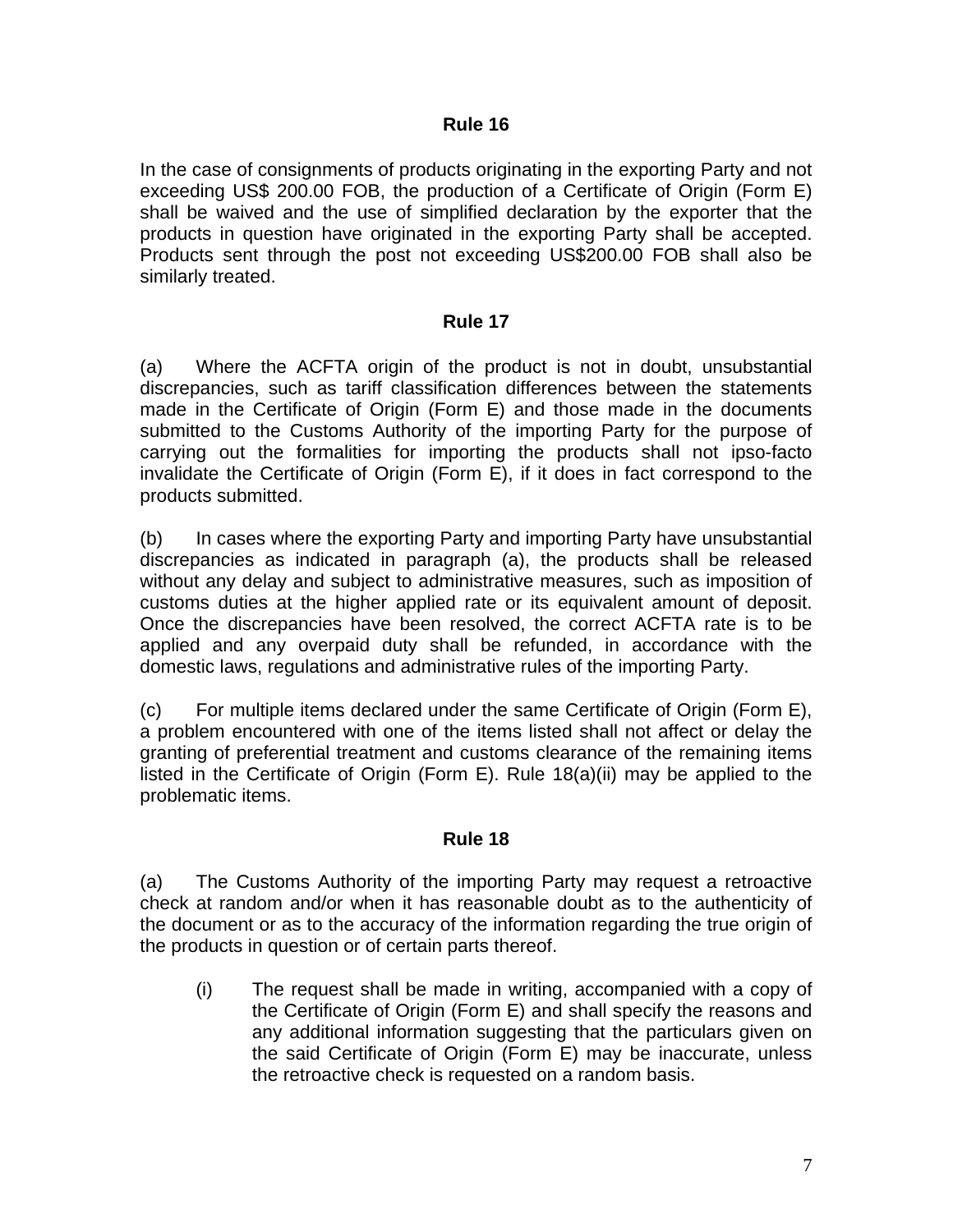## Rule 16

In the case of consignments of products originating in the exporting Party and not exceeding US$ 200.00 FOB, the production of a Certificate of Origin (Form E) shall be waived and the use of simplified declaration by the exporter that the products in question have originated in the exporting Party shall be accepted. Products sent through the post not exceeding US$200.00 FOB shall also be similarly treated.

## Rule 17

(a) Where the ACFTA origin of the product is not in doubt, unsubstantial discrepancies, such as tariff classification differences between the statements made in the Certificate of Origin (Form E) and those made in the documents submitted to the Customs Authority of the importing Party for the purpose of carrying out the formalities for importing the products shall not ipso-facto invalidate the Certificate of Origin (Form E), if it does in fact correspond to the products submitted.

(b) In cases where the exporting Party and importing Party have unsubstantial discrepancies as indicated in paragraph (a), the products shall be released without any delay and subject to administrative measures, such as imposition of customs duties at the higher applied rate or its equivalent amount of deposit. Once the discrepancies have been resolved, the correct ACFTA rate is to be applied and any overpaid duty shall be refunded, in accordance with the domestic laws, regulations and administrative rules of the importing Party.

(c) For multiple items declared under the same Certificate of Origin (Form E), a problem encountered with one of the items listed shall not affect or delay the granting of preferential treatment and customs clearance of the remaining items listed in the Certificate of Origin (Form E). Rule 18(a)(ii) may be applied to the problematic items.

## Rule 18

(a) The Customs Authority of the importing Party may request a retroactive check at random and/or when it has reasonable doubt as to the authenticity of the document or as to the accuracy of the information regarding the true origin of the products in question or of certain parts thereof.

> (i) The request shall be made in writing, accompanied with a copy of the Certificate of Origin (Form E) and shall specify the reasons and any additional information suggesting that the particulars given on the said Certificate of Origin (Form E) may be inaccurate, unless the retroactive check is requested on a random basis.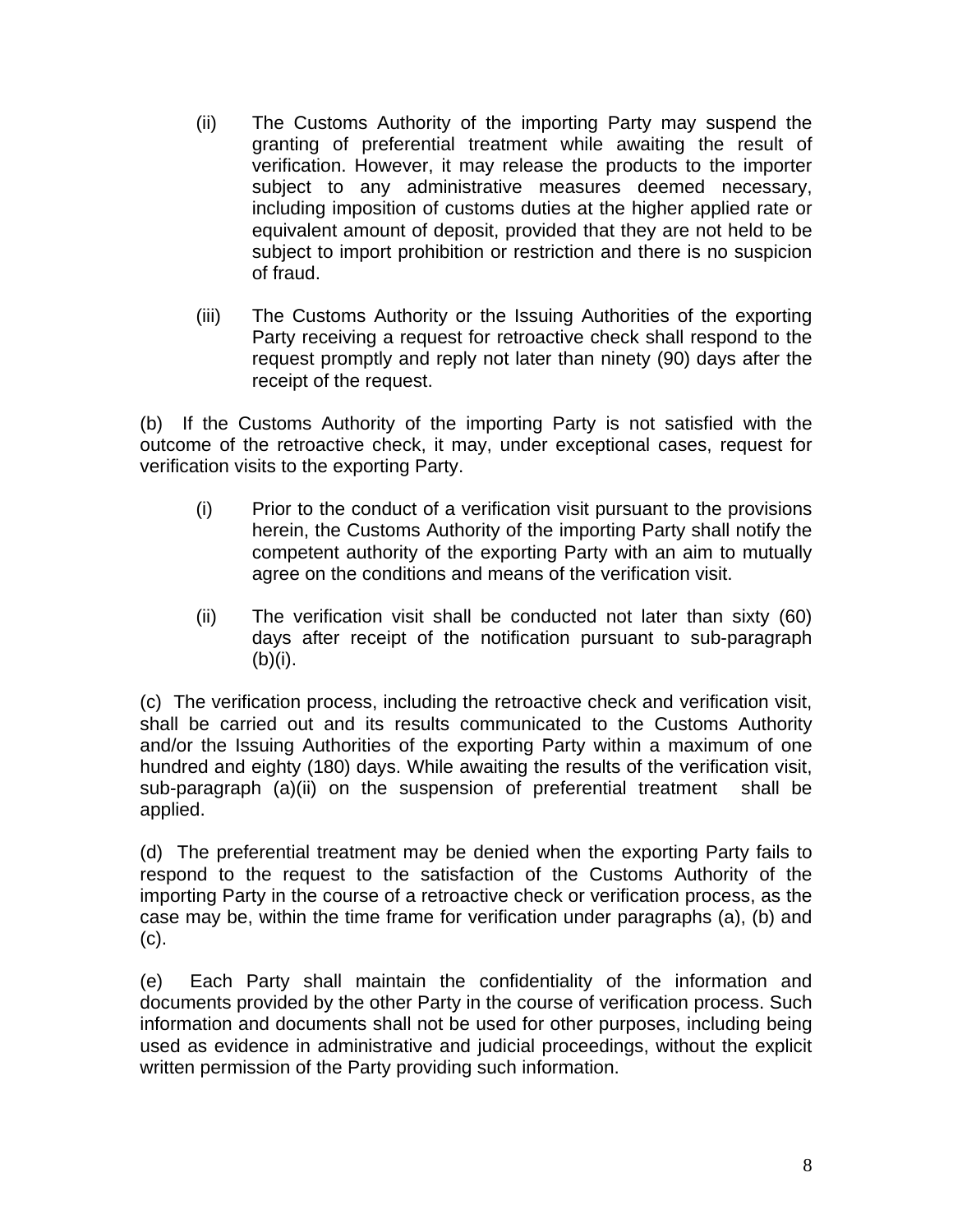(ii) The Customs Authority of the importing Party may suspend the granting of preferential treatment while awaiting the result of verification. However, it may release the products to the importer subject to any administrative measures deemed necessary, including imposition of customs duties at the higher applied rate or equivalent amount of deposit, provided that they are not held to be subject to import prohibition or restriction and there is no suspicion of fraud.

(iii) The Customs Authority or the Issuing Authorities of the exporting Party receiving a request for retroactive check shall respond to the request promptly and reply not later than ninety (90) days after the receipt of the request.

(b) If the Customs Authority of the importing Party is not satisfied with the outcome of the retroactive check, it may, under exceptional cases, request for verification visits to the exporting Party.

(i) Prior to the conduct of a verification visit pursuant to the provisions herein, the Customs Authority of the importing Party shall notify the competent authority of the exporting Party with an aim to mutually agree on the conditions and means of the verification visit.

(ii) The verification visit shall be conducted not later than sixty (60) days after receipt of the notification pursuant to sub-paragraph (b)(i).

(c) The verification process, including the retroactive check and verification visit, shall be carried out and its results communicated to the Customs Authority and/or the Issuing Authorities of the exporting Party within a maximum of one hundred and eighty (180) days. While awaiting the results of the verification visit, sub-paragraph (a)(ii) on the suspension of preferential treatment shall be applied.

(d) The preferential treatment may be denied when the exporting Party fails to respond to the request to the satisfaction of the Customs Authority of the importing Party in the course of a retroactive check or verification process, as the case may be, within the time frame for verification under paragraphs (a), (b) and (c).

(e) Each Party shall maintain the confidentiality of the information and documents provided by the other Party in the course of verification process. Such information and documents shall not be used for other purposes, including being used as evidence in administrative and judicial proceedings, without the explicit written permission of the Party providing such information.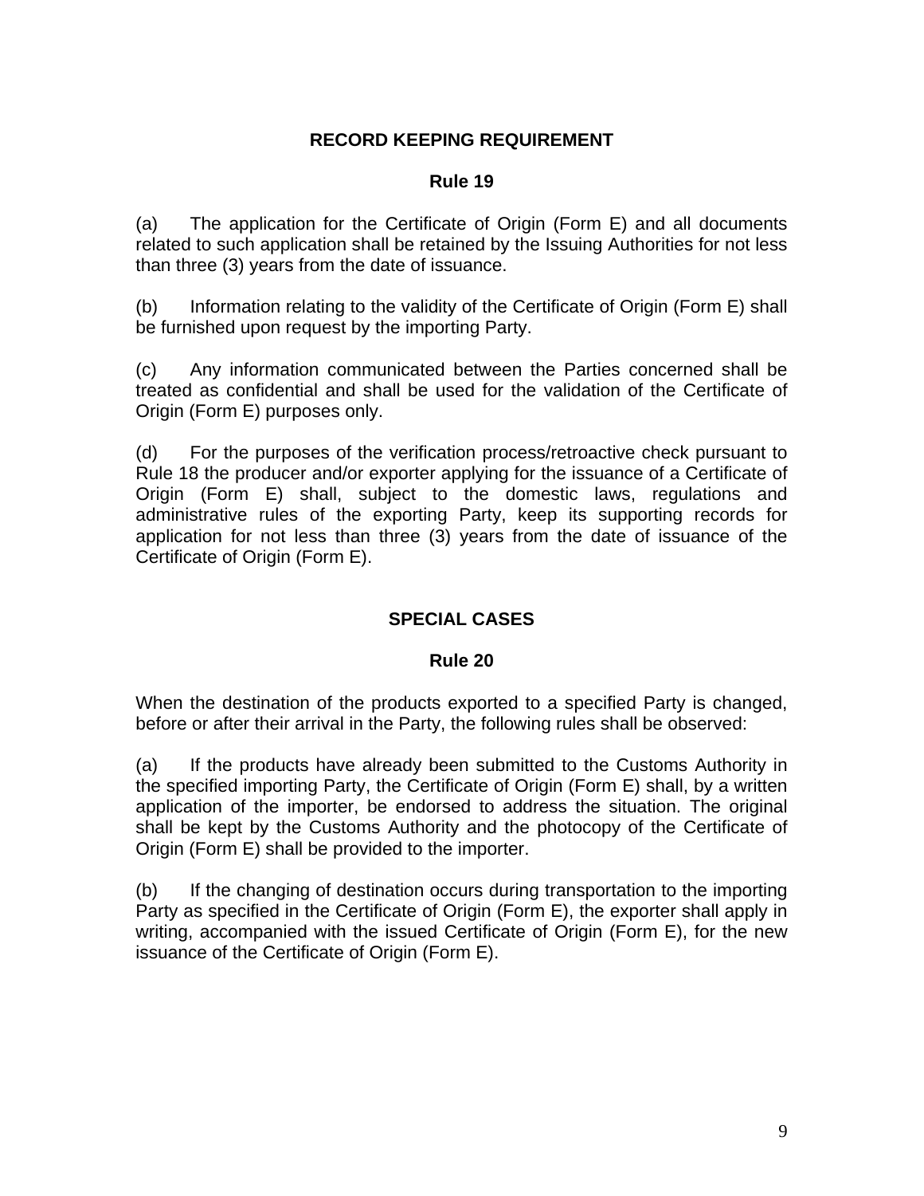## RECORD KEEPING REQUIREMENT

### Rule 19

(a) The application for the Certificate of Origin (Form E) and all documents related to such application shall be retained by the Issuing Authorities for not less than three (3) years from the date of issuance.

(b) Information relating to the validity of the Certificate of Origin (Form E) shall be furnished upon request by the importing Party.

(c) Any information communicated between the Parties concerned shall be treated as confidential and shall be used for the validation of the Certificate of Origin (Form E) purposes only.

(d) For the purposes of the verification process/retroactive check pursuant to Rule 18 the producer and/or exporter applying for the issuance of a Certificate of Origin (Form E) shall, subject to the domestic laws, regulations and administrative rules of the exporting Party, keep its supporting records for application for not less than three (3) years from the date of issuance of the Certificate of Origin (Form E).

## SPECIAL CASES

### Rule 20

When the destination of the products exported to a specified Party is changed, before or after their arrival in the Party, the following rules shall be observed:

(a) If the products have already been submitted to the Customs Authority in the specified importing Party, the Certificate of Origin (Form E) shall, by a written application of the importer, be endorsed to address the situation. The original shall be kept by the Customs Authority and the photocopy of the Certificate of Origin (Form E) shall be provided to the importer.

(b) If the changing of destination occurs during transportation to the importing Party as specified in the Certificate of Origin (Form E), the exporter shall apply in writing, accompanied with the issued Certificate of Origin (Form E), for the new issuance of the Certificate of Origin (Form E).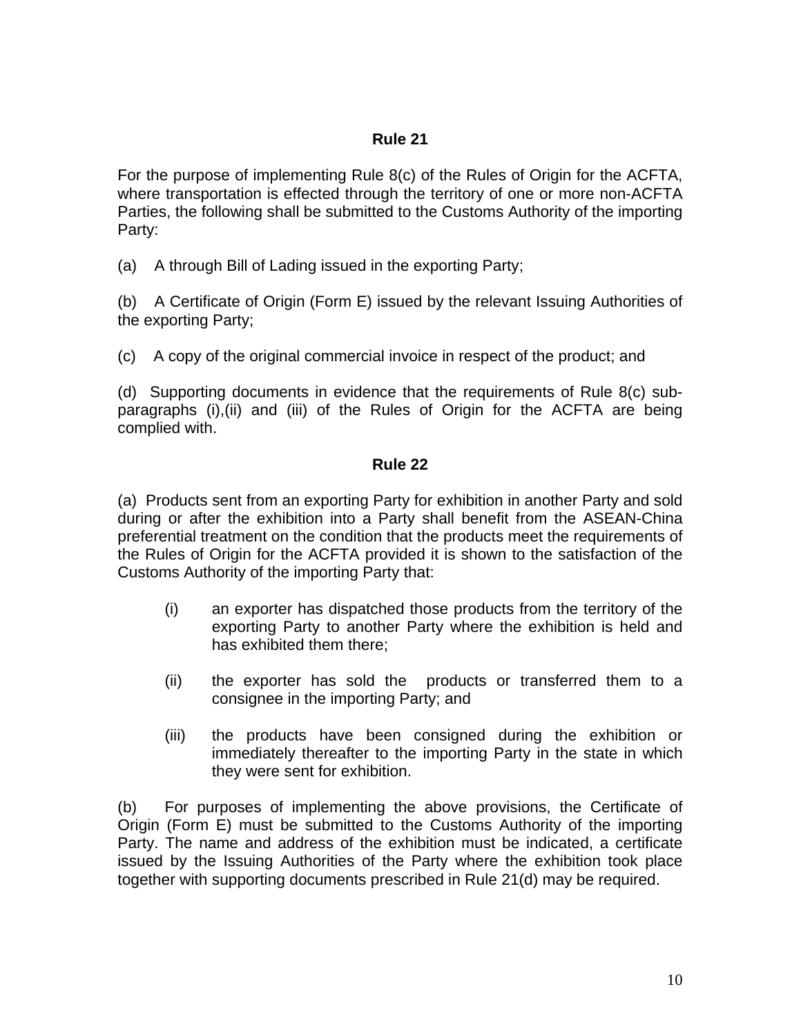## Rule 21

For the purpose of implementing Rule 8(c) of the Rules of Origin for the ACFTA, where transportation is effected through the territory of one or more non-ACFTA Parties, the following shall be submitted to the Customs Authority of the importing Party:

(a) A through Bill of Lading issued in the exporting Party;

(b) A Certificate of Origin (Form E) issued by the relevant Issuing Authorities of the exporting Party;

(c) A copy of the original commercial invoice in respect of the product; and

(d) Supporting documents in evidence that the requirements of Rule 8(c) sub-paragraphs (i),(ii) and (iii) of the Rules of Origin for the ACFTA are being complied with.

## Rule 22

(a) Products sent from an exporting Party for exhibition in another Party and sold during or after the exhibition into a Party shall benefit from the ASEAN-China preferential treatment on the condition that the products meet the requirements of the Rules of Origin for the ACFTA provided it is shown to the satisfaction of the Customs Authority of the importing Party that:

- (i) an exporter has dispatched those products from the territory of the exporting Party to another Party where the exhibition is held and has exhibited them there;

- (ii) the exporter has sold the products or transferred them to a consignee in the importing Party; and

- (iii) the products have been consigned during the exhibition or immediately thereafter to the importing Party in the state in which they were sent for exhibition.

(b) For purposes of implementing the above provisions, the Certificate of Origin (Form E) must be submitted to the Customs Authority of the importing Party. The name and address of the exhibition must be indicated, a certificate issued by the Issuing Authorities of the Party where the exhibition took place together with supporting documents prescribed in Rule 21(d) may be required.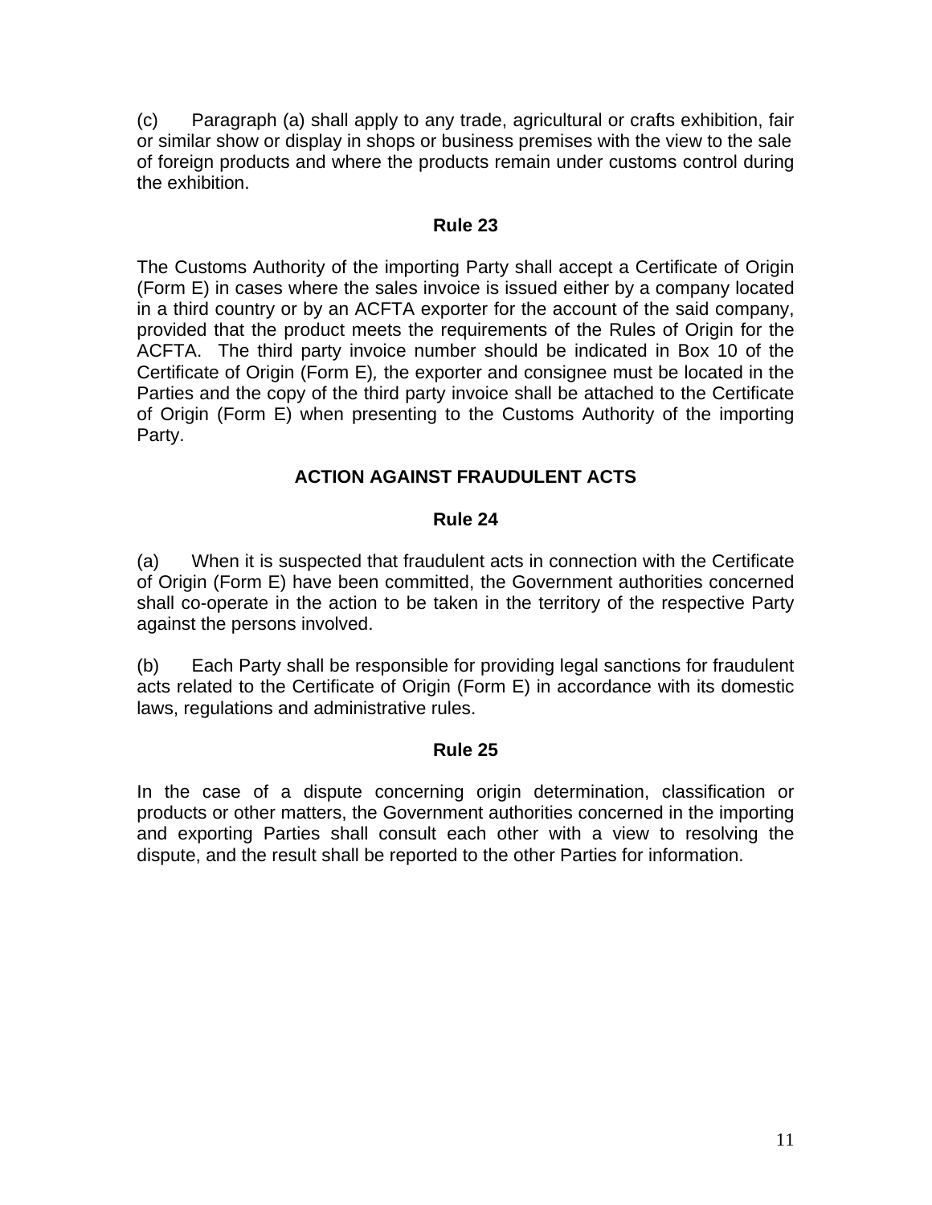(c) Paragraph (a) shall apply to any trade, agricultural or crafts exhibition, fair or similar show or display in shops or business premises with the view to the sale of foreign products and where the products remain under customs control during the exhibition.

**Rule 23**

The Customs Authority of the importing Party shall accept a Certificate of Origin (Form E) in cases where the sales invoice is issued either by a company located in a third country or by an ACFTA exporter for the account of the said company, provided that the product meets the requirements of the Rules of Origin for the ACFTA. The third party invoice number should be indicated in Box 10 of the Certificate of Origin (Form E), the exporter and consignee must be located in the Parties and the copy of the third party invoice shall be attached to the Certificate of Origin (Form E) when presenting to the Customs Authority of the importing Party.

## ACTION AGAINST FRAUDULENT ACTS

**Rule 24**

(a) When it is suspected that fraudulent acts in connection with the Certificate of Origin (Form E) have been committed, the Government authorities concerned shall co-operate in the action to be taken in the territory of the respective Party against the persons involved.

(b) Each Party shall be responsible for providing legal sanctions for fraudulent acts related to the Certificate of Origin (Form E) in accordance with its domestic laws, regulations and administrative rules.

**Rule 25**

In the case of a dispute concerning origin determination, classification or products or other matters, the Government authorities concerned in the importing and exporting Parties shall consult each other with a view to resolving the dispute, and the result shall be reported to the other Parties for information.